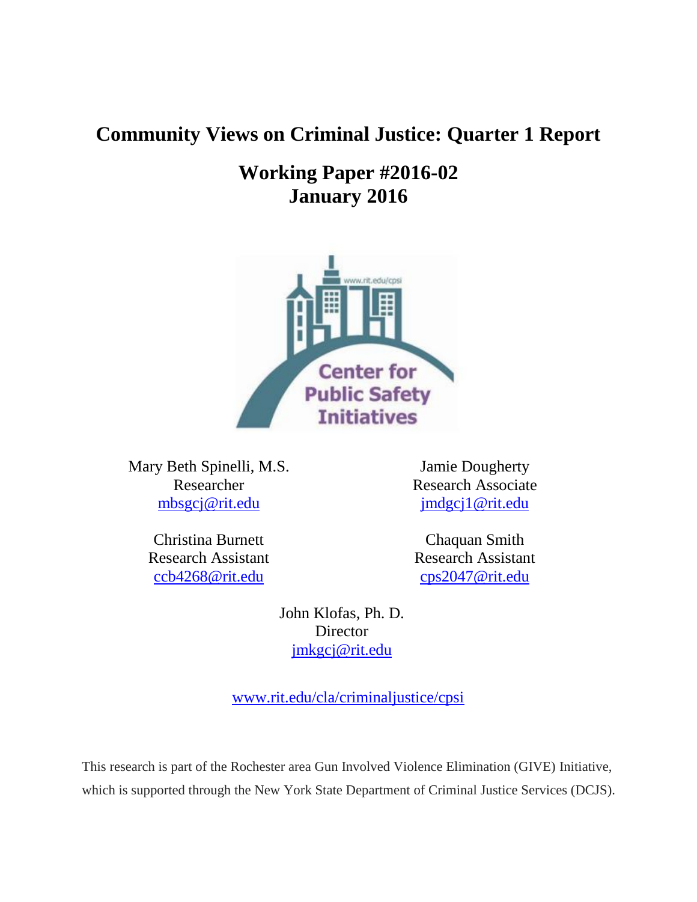# Community Views on Criminal Justice: Quarter 1 Report

## Working Paper #2016-02
## January 2016

Mary Beth Spinelli, M.S.
Researcher
mbsgcj@rit.edu

Jamie Dougherty
Research Associate
jmdgcj1@rit.edu

Christina Burnett
Research Assistant
ccb4268@rit.edu

Chaquan Smith
Research Assistant
cps2047@rit.edu

John Klofas, Ph. D.
Director
jmkgcj@rit.edu

www.rit.edu/cla/criminaljustice/cpsi

This research is part of the Rochester area Gun Involved Violence Elimination (GIVE) Initiative, which is supported through the New York State Department of Criminal Justice Services (DCJS).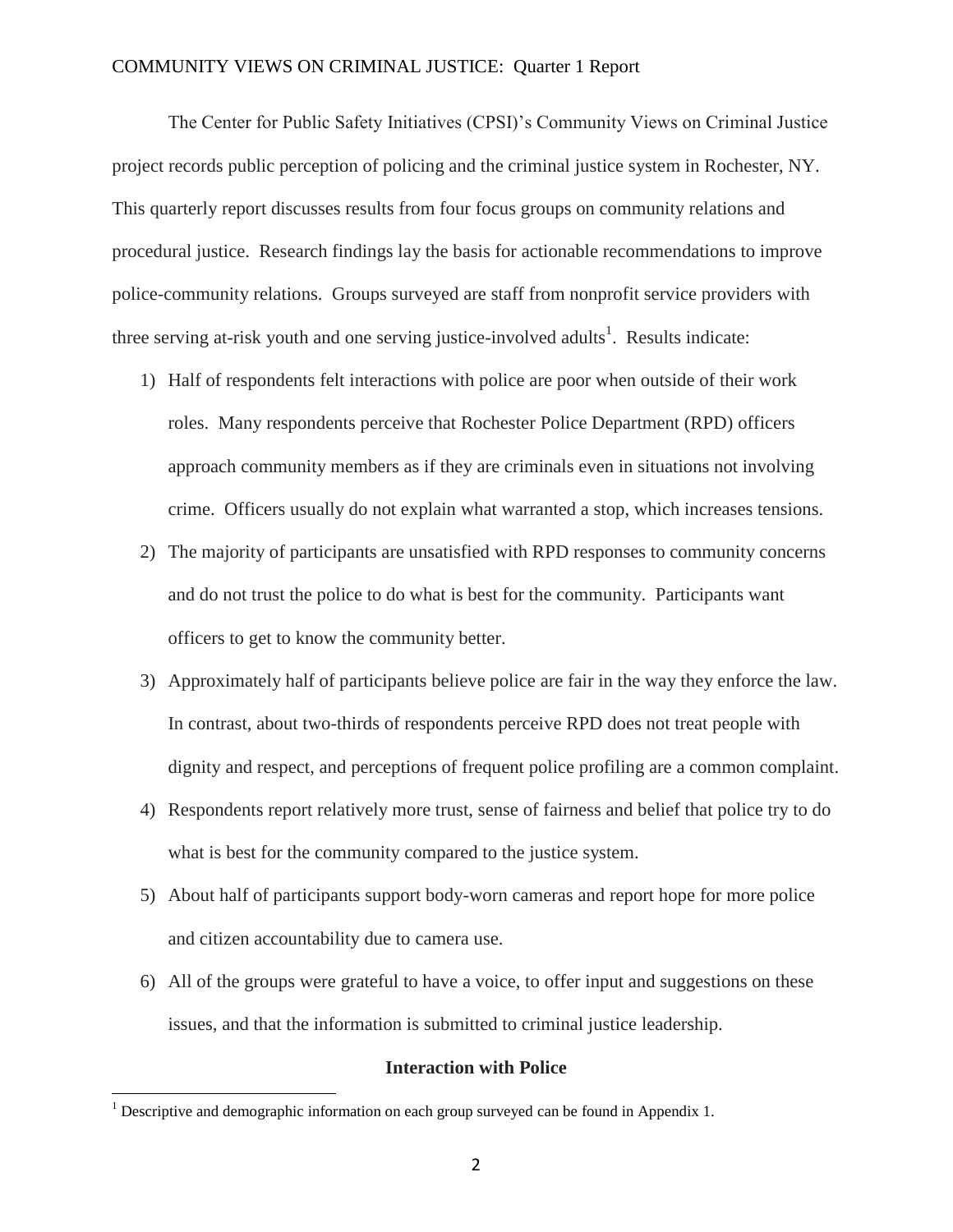The Center for Public Safety Initiatives (CPSI)'s Community Views on Criminal Justice project records public perception of policing and the criminal justice system in Rochester, NY. This quarterly report discusses results from four focus groups on community relations and procedural justice. Research findings lay the basis for actionable recommendations to improve police-community relations. Groups surveyed are staff from nonprofit service providers with three serving at-risk youth and one serving justice-involved adults[1]. Results indicate:

1) Half of respondents felt interactions with police are poor when outside of their work roles. Many respondents perceive that Rochester Police Department (RPD) officers approach community members as if they are criminals even in situations not involving crime. Officers usually do not explain what warranted a stop, which increases tensions.
2) The majority of participants are unsatisfied with RPD responses to community concerns and do not trust the police to do what is best for the community. Participants want officers to get to know the community better.
3) Approximately half of participants believe police are fair in the way they enforce the law. In contrast, about two-thirds of respondents perceive RPD does not treat people with dignity and respect, and perceptions of frequent police profiling are a common complaint.
4) Respondents report relatively more trust, sense of fairness and belief that police try to do what is best for the community compared to the justice system.
5) About half of participants support body-worn cameras and report hope for more police and citizen accountability due to camera use.
6) All of the groups were grateful to have a voice, to offer input and suggestions on these issues, and that the information is submitted to criminal justice leadership.

## Interaction with Police

[1] Descriptive and demographic information on each group surveyed can be found in Appendix 1.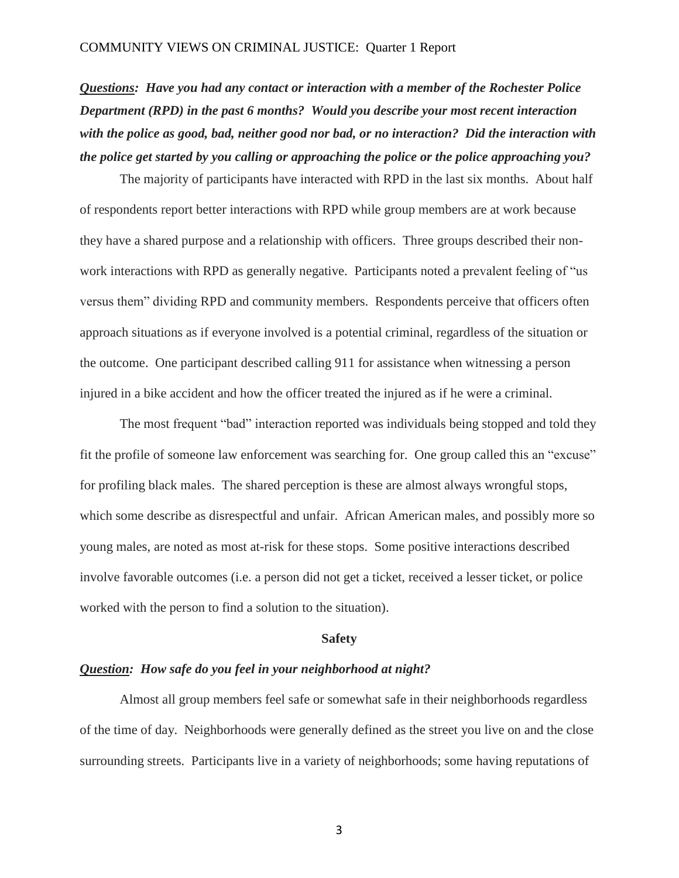***Questions:*** ***Have you had any contact or interaction with a member of the Rochester Police Department (RPD) in the past 6 months? Would you describe your most recent interaction with the police as good, bad, neither good nor bad, or no interaction? Did the interaction with the police get started by you calling or approaching the police or the police approaching you?***

The majority of participants have interacted with RPD in the last six months. About half of respondents report better interactions with RPD while group members are at work because they have a shared purpose and a relationship with officers. Three groups described their non-work interactions with RPD as generally negative. Participants noted a prevalent feeling of "us versus them" dividing RPD and community members. Respondents perceive that officers often approach situations as if everyone involved is a potential criminal, regardless of the situation or the outcome. One participant described calling 911 for assistance when witnessing a person injured in a bike accident and how the officer treated the injured as if he were a criminal.

The most frequent "bad" interaction reported was individuals being stopped and told they fit the profile of someone law enforcement was searching for. One group called this an "excuse" for profiling black males. The shared perception is these are almost always wrongful stops, which some describe as disrespectful and unfair. African American males, and possibly more so young males, are noted as most at-risk for these stops. Some positive interactions described involve favorable outcomes (i.e. a person did not get a ticket, received a lesser ticket, or police worked with the person to find a solution to the situation).

## Safety

***Question:*** ***How safe do you feel in your neighborhood at night?***

Almost all group members feel safe or somewhat safe in their neighborhoods regardless of the time of day. Neighborhoods were generally defined as the street you live on and the close surrounding streets. Participants live in a variety of neighborhoods; some having reputations of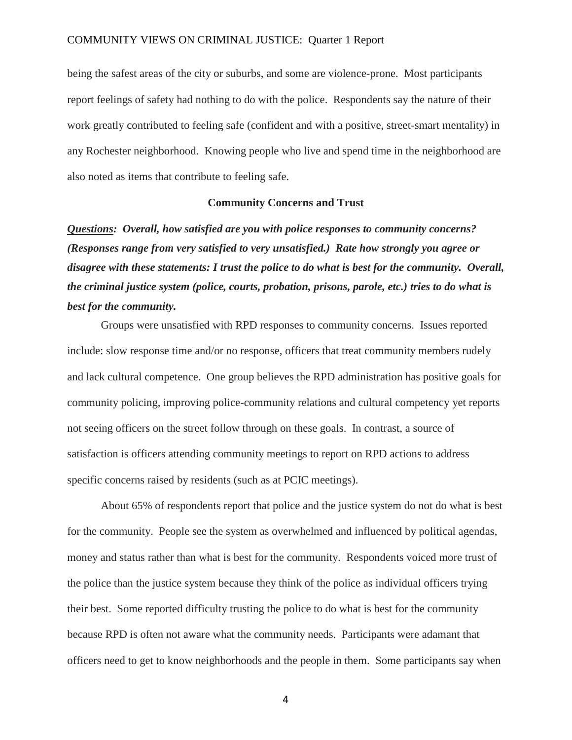being the safest areas of the city or suburbs, and some are violence-prone. Most participants report feelings of safety had nothing to do with the police. Respondents say the nature of their work greatly contributed to feeling safe (confident and with a positive, street-smart mentality) in any Rochester neighborhood. Knowing people who live and spend time in the neighborhood are also noted as items that contribute to feeling safe.

## Community Concerns and Trust

***Questions*****:** ***Overall, how satisfied are you with police responses to community concerns? (Responses range from very satisfied to very unsatisfied.) Rate how strongly you agree or disagree with these statements: I trust the police to do what is best for the community. Overall, the criminal justice system (police, courts, probation, prisons, parole, etc.) tries to do what is best for the community.***

Groups were unsatisfied with RPD responses to community concerns. Issues reported include: slow response time and/or no response, officers that treat community members rudely and lack cultural competence. One group believes the RPD administration has positive goals for community policing, improving police-community relations and cultural competency yet reports not seeing officers on the street follow through on these goals. In contrast, a source of satisfaction is officers attending community meetings to report on RPD actions to address specific concerns raised by residents (such as at PCIC meetings).

About 65% of respondents report that police and the justice system do not do what is best for the community. People see the system as overwhelmed and influenced by political agendas, money and status rather than what is best for the community. Respondents voiced more trust of the police than the justice system because they think of the police as individual officers trying their best. Some reported difficulty trusting the police to do what is best for the community because RPD is often not aware what the community needs. Participants were adamant that officers need to get to know neighborhoods and the people in them. Some participants say when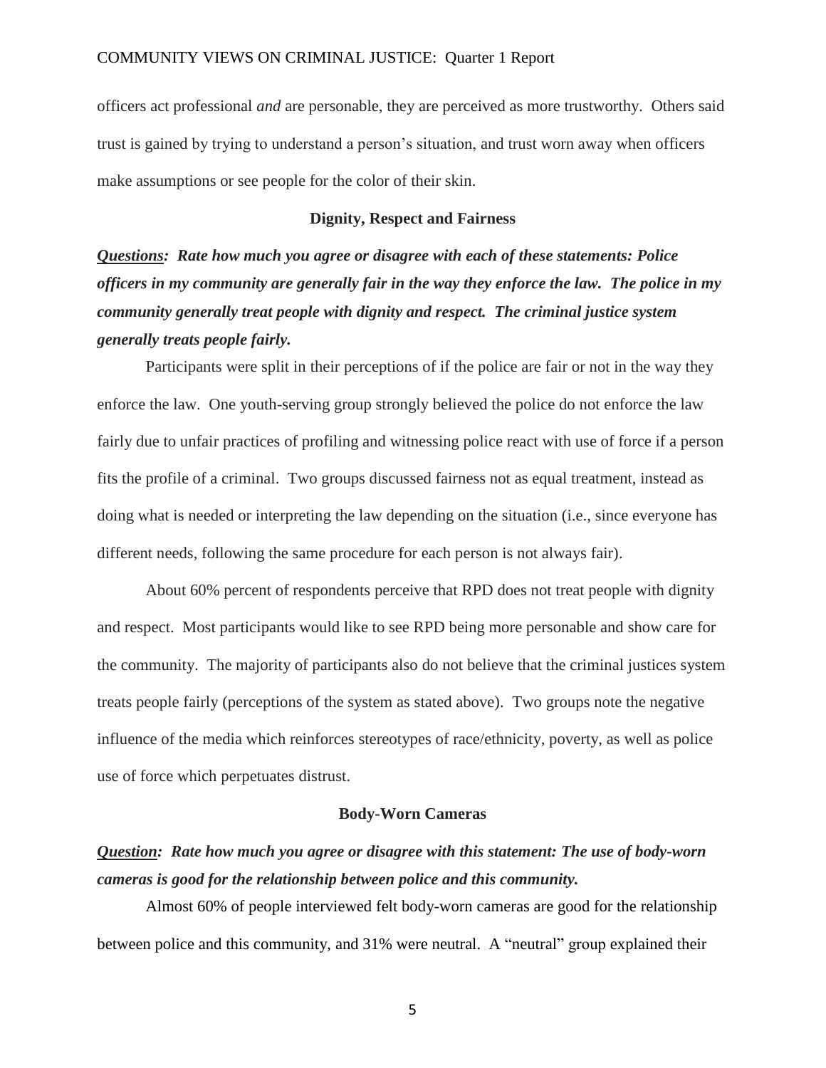officers act professional *and* are personable, they are perceived as more trustworthy. Others said trust is gained by trying to understand a person's situation, and trust worn away when officers make assumptions or see people for the color of their skin.

### Dignity, Respect and Fairness

***<u>Questions</u>: Rate how much you agree or disagree with each of these statements: Police officers in my community are generally fair in the way they enforce the law. The police in my community generally treat people with dignity and respect. The criminal justice system generally treats people fairly.***

Participants were split in their perceptions of if the police are fair or not in the way they enforce the law. One youth-serving group strongly believed the police do not enforce the law fairly due to unfair practices of profiling and witnessing police react with use of force if a person fits the profile of a criminal. Two groups discussed fairness not as equal treatment, instead as doing what is needed or interpreting the law depending on the situation (i.e., since everyone has different needs, following the same procedure for each person is not always fair).

About 60% percent of respondents perceive that RPD does not treat people with dignity and respect. Most participants would like to see RPD being more personable and show care for the community. The majority of participants also do not believe that the criminal justices system treats people fairly (perceptions of the system as stated above). Two groups note the negative influence of the media which reinforces stereotypes of race/ethnicity, poverty, as well as police use of force which perpetuates distrust.

### Body-Worn Cameras

***<u>Question</u>: Rate how much you agree or disagree with this statement: The use of body-worn cameras is good for the relationship between police and this community.***

Almost 60% of people interviewed felt body-worn cameras are good for the relationship between police and this community, and 31% were neutral. A "neutral" group explained their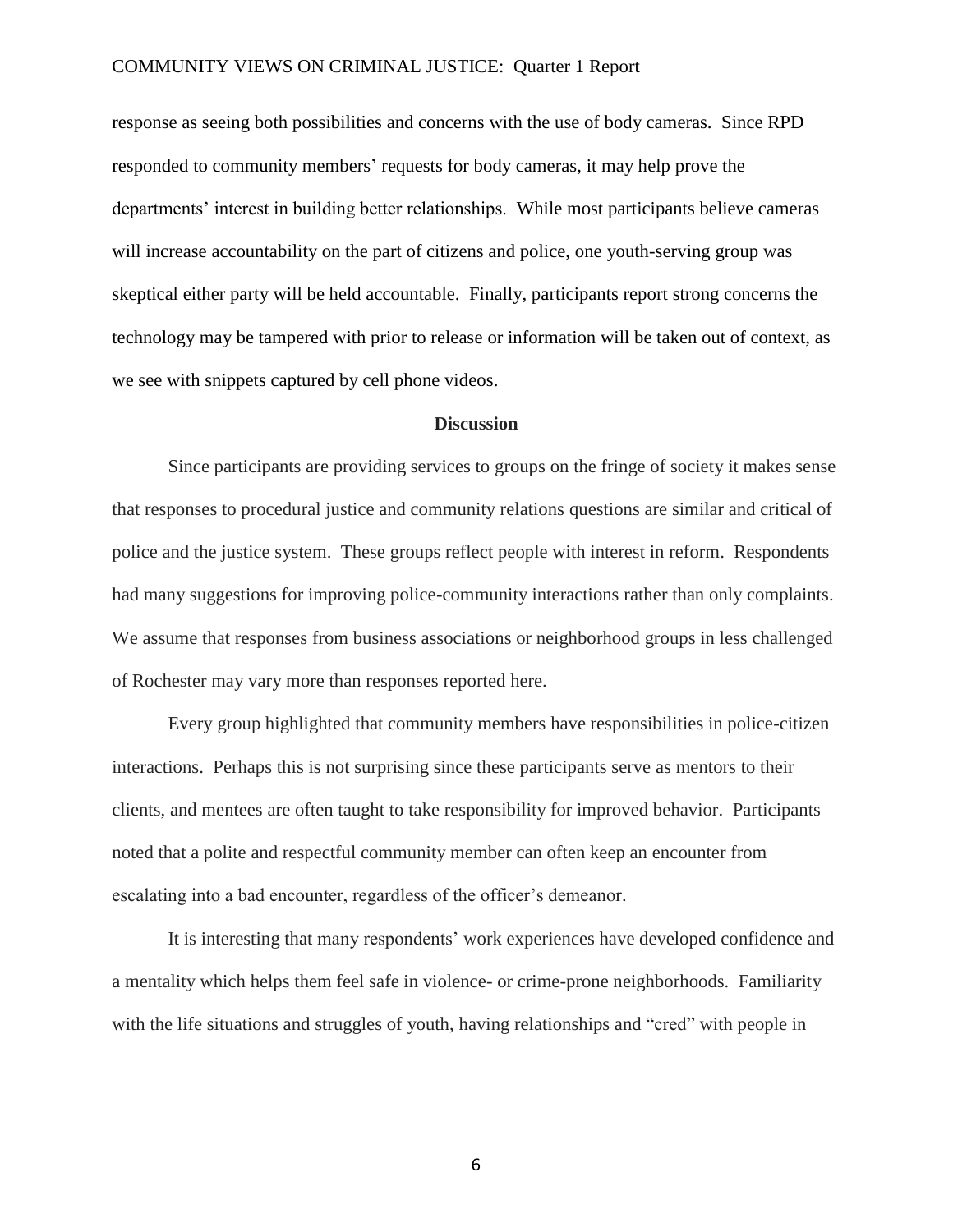response as seeing both possibilities and concerns with the use of body cameras. Since RPD responded to community members' requests for body cameras, it may help prove the departments' interest in building better relationships. While most participants believe cameras will increase accountability on the part of citizens and police, one youth-serving group was skeptical either party will be held accountable. Finally, participants report strong concerns the technology may be tampered with prior to release or information will be taken out of context, as we see with snippets captured by cell phone videos.

## Discussion

Since participants are providing services to groups on the fringe of society it makes sense that responses to procedural justice and community relations questions are similar and critical of police and the justice system. These groups reflect people with interest in reform. Respondents had many suggestions for improving police-community interactions rather than only complaints. We assume that responses from business associations or neighborhood groups in less challenged of Rochester may vary more than responses reported here.

Every group highlighted that community members have responsibilities in police-citizen interactions. Perhaps this is not surprising since these participants serve as mentors to their clients, and mentees are often taught to take responsibility for improved behavior. Participants noted that a polite and respectful community member can often keep an encounter from escalating into a bad encounter, regardless of the officer's demeanor.

It is interesting that many respondents' work experiences have developed confidence and a mentality which helps them feel safe in violence- or crime-prone neighborhoods. Familiarity with the life situations and struggles of youth, having relationships and "cred" with people in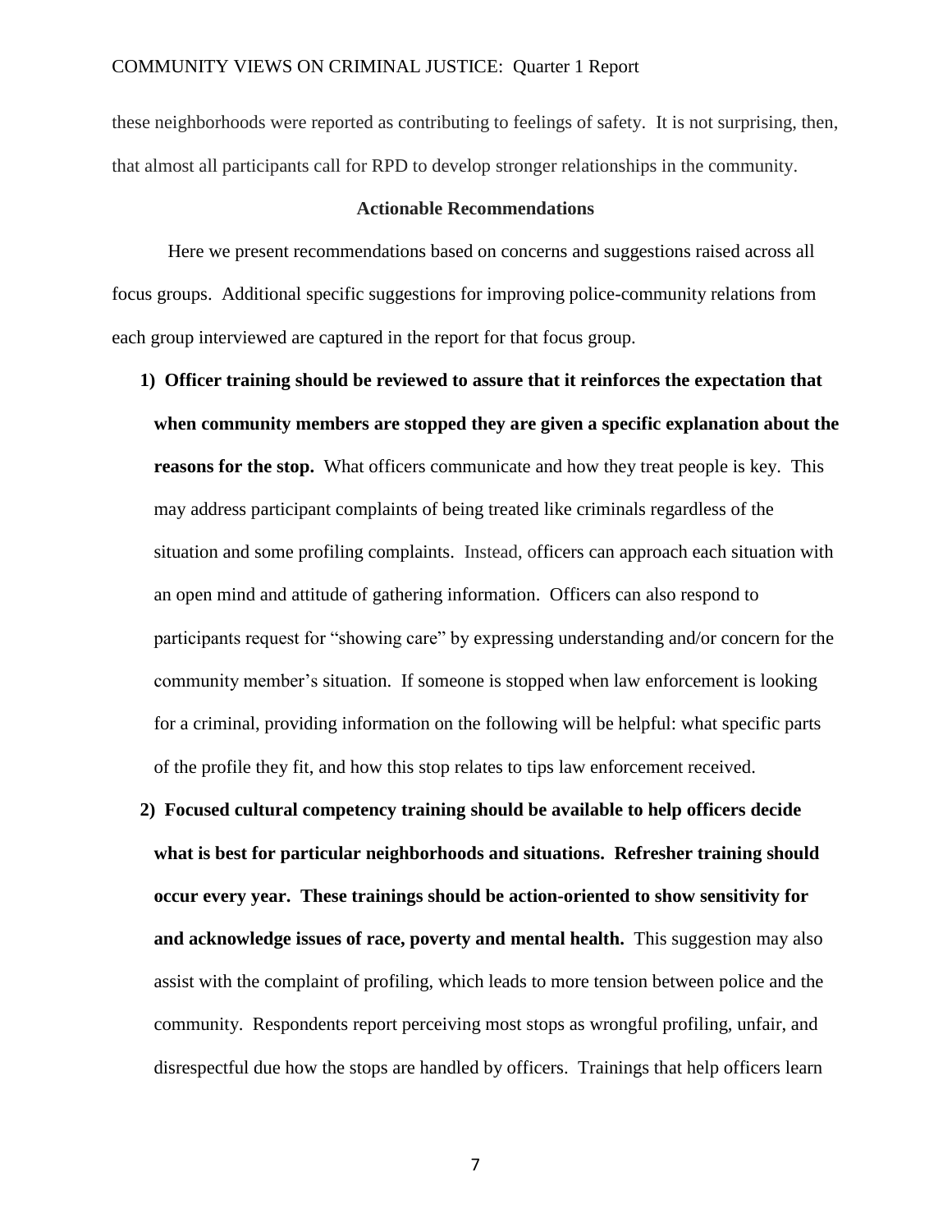these neighborhoods were reported as contributing to feelings of safety. It is not surprising, then, that almost all participants call for RPD to develop stronger relationships in the community.

## Actionable Recommendations

Here we present recommendations based on concerns and suggestions raised across all focus groups. Additional specific suggestions for improving police-community relations from each group interviewed are captured in the report for that focus group.

1) **Officer training should be reviewed to assure that it reinforces the expectation that when community members are stopped they are given a specific explanation about the reasons for the stop.** What officers communicate and how they treat people is key. This may address participant complaints of being treated like criminals regardless of the situation and some profiling complaints. Instead, officers can approach each situation with an open mind and attitude of gathering information. Officers can also respond to participants request for "showing care" by expressing understanding and/or concern for the community member's situation. If someone is stopped when law enforcement is looking for a criminal, providing information on the following will be helpful: what specific parts of the profile they fit, and how this stop relates to tips law enforcement received.

2) **Focused cultural competency training should be available to help officers decide what is best for particular neighborhoods and situations. Refresher training should occur every year. These trainings should be action-oriented to show sensitivity for and acknowledge issues of race, poverty and mental health.** This suggestion may also assist with the complaint of profiling, which leads to more tension between police and the community. Respondents report perceiving most stops as wrongful profiling, unfair, and disrespectful due how the stops are handled by officers. Trainings that help officers learn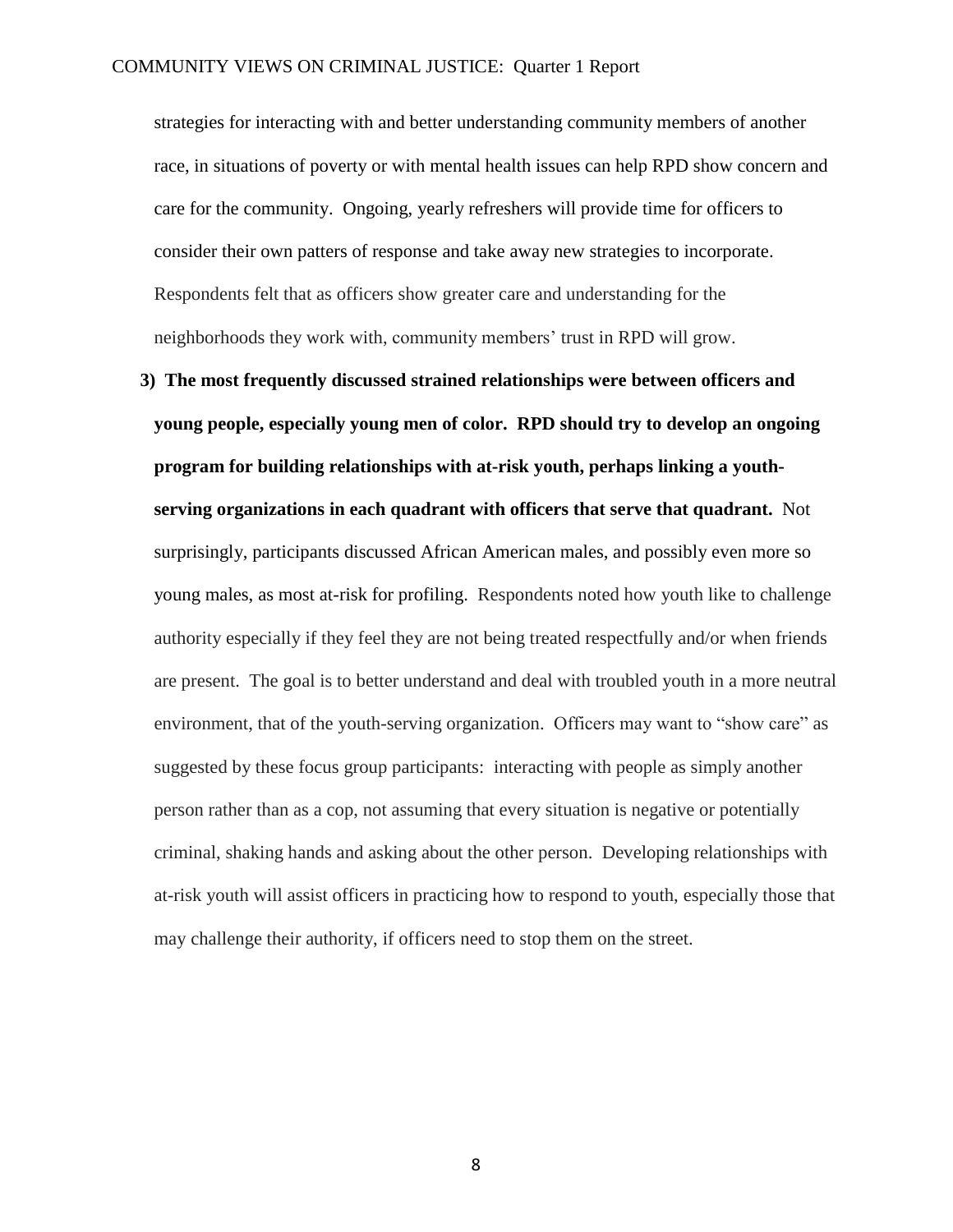strategies for interacting with and better understanding community members of another race, in situations of poverty or with mental health issues can help RPD show concern and care for the community. Ongoing, yearly refreshers will provide time for officers to consider their own patters of response and take away new strategies to incorporate. Respondents felt that as officers show greater care and understanding for the neighborhoods they work with, community members' trust in RPD will grow.

3) **The most frequently discussed strained relationships were between officers and young people, especially young men of color. RPD should try to develop an ongoing program for building relationships with at-risk youth, perhaps linking a youth-serving organizations in each quadrant with officers that serve that quadrant.** Not surprisingly, participants discussed African American males, and possibly even more so young males, as most at-risk for profiling. Respondents noted how youth like to challenge authority especially if they feel they are not being treated respectfully and/or when friends are present. The goal is to better understand and deal with troubled youth in a more neutral environment, that of the youth-serving organization. Officers may want to "show care" as suggested by these focus group participants: interacting with people as simply another person rather than as a cop, not assuming that every situation is negative or potentially criminal, shaking hands and asking about the other person. Developing relationships with at-risk youth will assist officers in practicing how to respond to youth, especially those that may challenge their authority, if officers need to stop them on the street.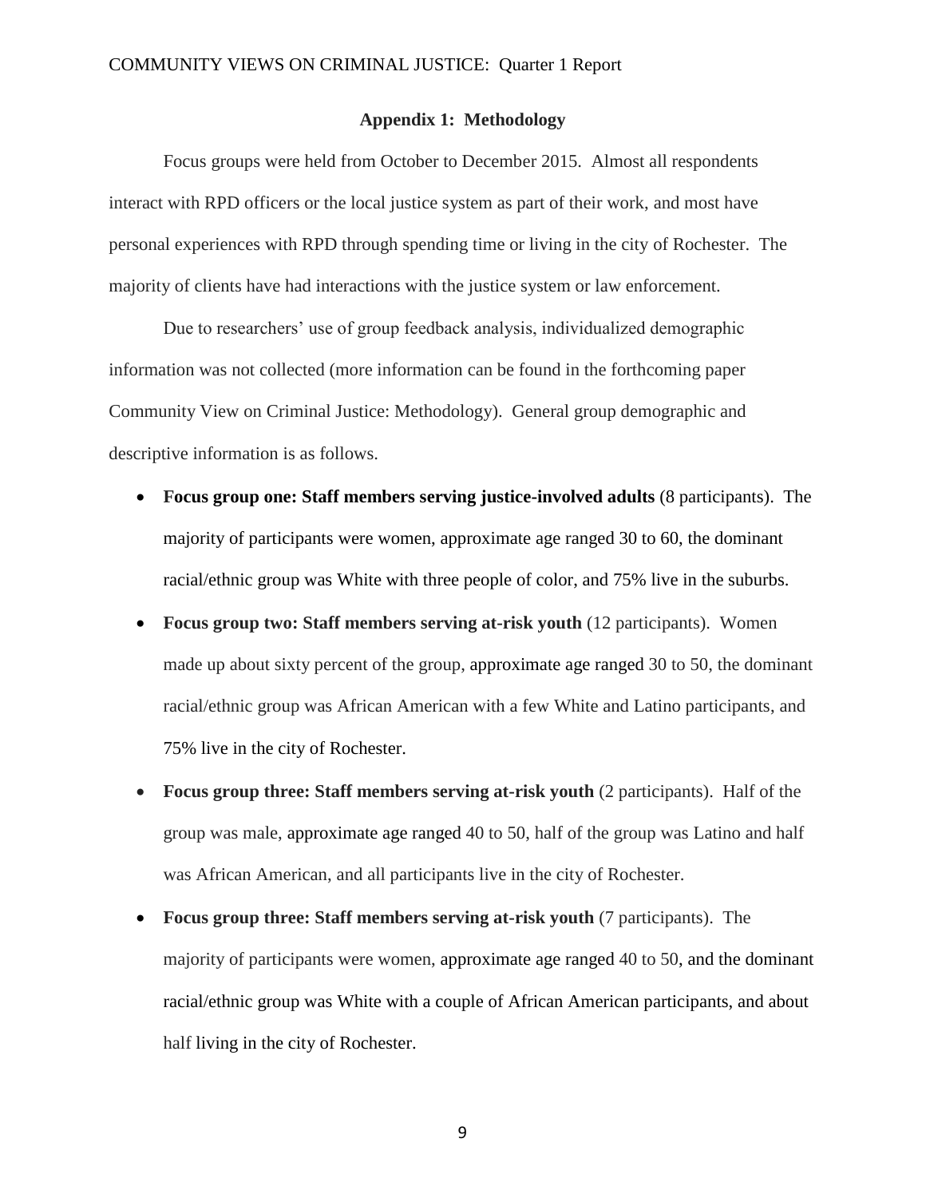## Appendix 1: Methodology

Focus groups were held from October to December 2015. Almost all respondents interact with RPD officers or the local justice system as part of their work, and most have personal experiences with RPD through spending time or living in the city of Rochester. The majority of clients have had interactions with the justice system or law enforcement.

Due to researchers' use of group feedback analysis, individualized demographic information was not collected (more information can be found in the forthcoming paper Community View on Criminal Justice: Methodology). General group demographic and descriptive information is as follows.

- **Focus group one: Staff members serving justice-involved adults** (8 participants). The majority of participants were women, approximate age ranged 30 to 60, the dominant racial/ethnic group was White with three people of color, and 75% live in the suburbs.
- **Focus group two: Staff members serving at-risk youth** (12 participants). Women made up about sixty percent of the group, approximate age ranged 30 to 50, the dominant racial/ethnic group was African American with a few White and Latino participants, and 75% live in the city of Rochester.
- **Focus group three: Staff members serving at-risk youth** (2 participants). Half of the group was male, approximate age ranged 40 to 50, half of the group was Latino and half was African American, and all participants live in the city of Rochester.
- **Focus group three: Staff members serving at-risk youth** (7 participants). The majority of participants were women, approximate age ranged 40 to 50, and the dominant racial/ethnic group was White with a couple of African American participants, and about half living in the city of Rochester.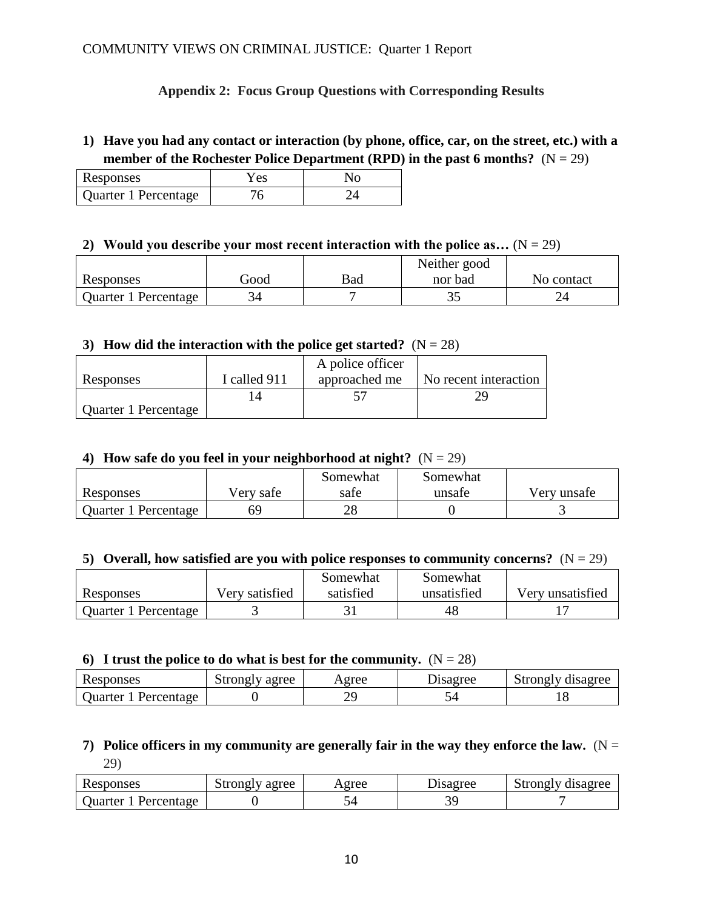## Appendix 2: Focus Group Questions with Corresponding Results

**1) Have you had any contact or interaction (by phone, office, car, on the street, etc.) with a member of the Rochester Police Department (RPD) in the past 6 months?** (N = 29)

| Responses | Yes | No |
|---|---|---|
| Quarter 1 Percentage | 76 | 24 |

**2) Would you describe your most recent interaction with the police as…** (N = 29)

| Responses | Good | Bad | Neither good nor bad | No contact |
|---|---|---|---|---|
| Quarter 1 Percentage | 34 | 7 | 35 | 24 |

**3) How did the interaction with the police get started?** (N = 28)

| Responses | I called 911 | A police officer approached me | No recent interaction |
|---|---|---|---|
| Quarter 1 Percentage | 14 | 57 | 29 |

**4) How safe do you feel in your neighborhood at night?** (N = 29)

| Responses | Very safe | Somewhat safe | Somewhat unsafe | Very unsafe |
|---|---|---|---|---|
| Quarter 1 Percentage | 69 | 28 | 0 | 3 |

**5) Overall, how satisfied are you with police responses to community concerns?** (N = 29)

| Responses | Very satisfied | Somewhat satisfied | Somewhat unsatisfied | Very unsatisfied |
|---|---|---|---|---|
| Quarter 1 Percentage | 3 | 31 | 48 | 17 |

**6) I trust the police to do what is best for the community.** (N = 28)

| Responses | Strongly agree | Agree | Disagree | Strongly disagree |
|---|---|---|---|---|
| Quarter 1 Percentage | 0 | 29 | 54 | 18 |

**7) Police officers in my community are generally fair in the way they enforce the law.** (N = 29)

| Responses | Strongly agree | Agree | Disagree | Strongly disagree |
|---|---|---|---|---|
| Quarter 1 Percentage | 0 | 54 | 39 | 7 |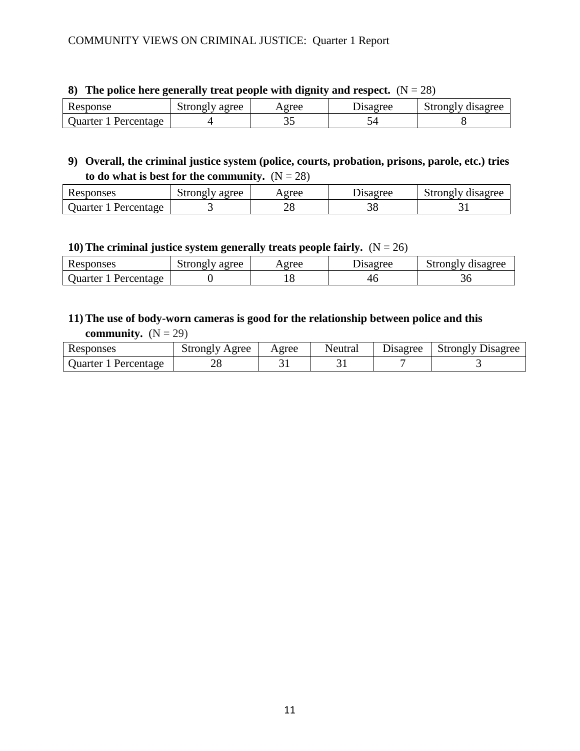**8) The police here generally treat people with dignity and respect.** (N = 28)

| Response | Strongly agree | Agree | Disagree | Strongly disagree |
|---|---|---|---|---|
| Quarter 1 Percentage | 4 | 35 | 54 | 8 |

**9) Overall, the criminal justice system (police, courts, probation, prisons, parole, etc.) tries to do what is best for the community.** (N = 28)

| Responses | Strongly agree | Agree | Disagree | Strongly disagree |
|---|---|---|---|---|
| Quarter 1 Percentage | 3 | 28 | 38 | 31 |

**10) The criminal justice system generally treats people fairly.** (N = 26)

| Responses | Strongly agree | Agree | Disagree | Strongly disagree |
|---|---|---|---|---|
| Quarter 1 Percentage | 0 | 18 | 46 | 36 |

**11) The use of body-worn cameras is good for the relationship between police and this community.** (N = 29)

| Responses | Strongly Agree | Agree | Neutral | Disagree | Strongly Disagree |
|---|---|---|---|---|---|
| Quarter 1 Percentage | 28 | 31 | 31 | 7 | 3 |